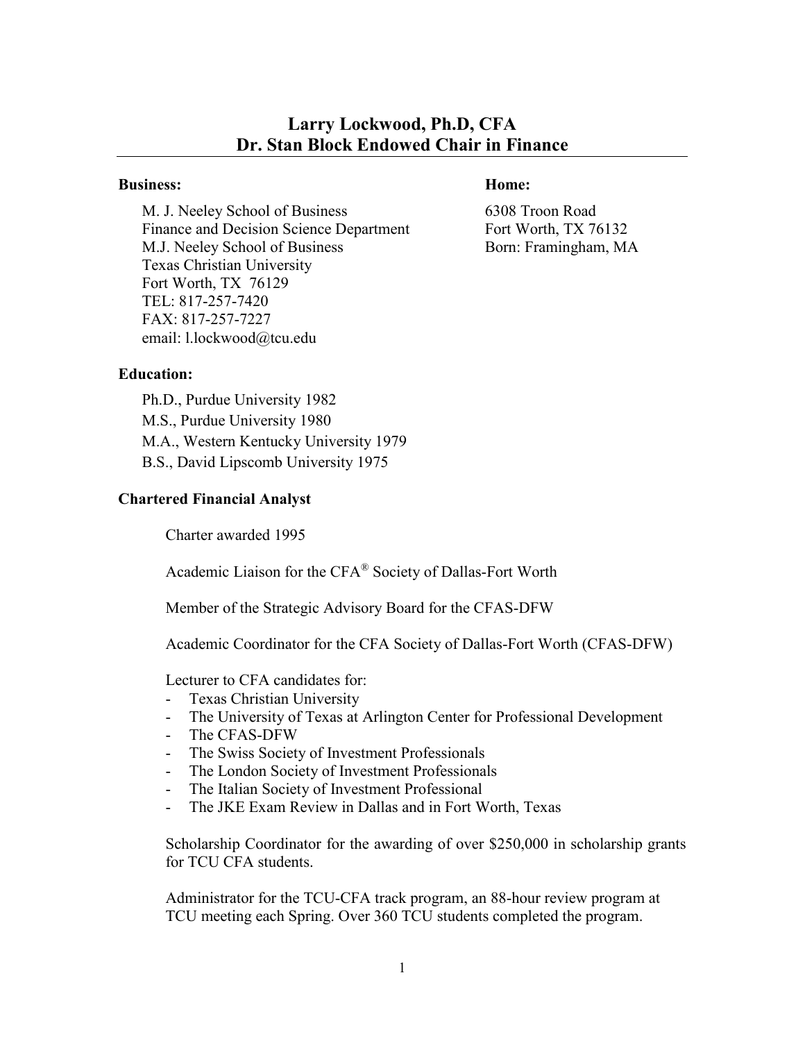# Larry Lockwood, Ph.D, CFA
# Dr. Stan Block Endowed Chair in Finance

**Business:**

M. J. Neeley School of Business
Finance and Decision Science Department
M.J. Neeley School of Business
Texas Christian University
Fort Worth, TX 76129
TEL: 817-257-7420
FAX: 817-257-7227
email: l.lockwood@tcu.edu

**Home:**

6308 Troon Road
Fort Worth, TX 76132
Born: Framingham, MA

**Education:**

Ph.D., Purdue University 1982
M.S., Purdue University 1980
M.A., Western Kentucky University 1979
B.S., David Lipscomb University 1975

**Chartered Financial Analyst**

Charter awarded 1995

Academic Liaison for the CFA® Society of Dallas-Fort Worth

Member of the Strategic Advisory Board for the CFAS-DFW

Academic Coordinator for the CFA Society of Dallas-Fort Worth (CFAS-DFW)

Lecturer to CFA candidates for:

- Texas Christian University
- The University of Texas at Arlington Center for Professional Development
- The CFAS-DFW
- The Swiss Society of Investment Professionals
- The London Society of Investment Professionals
- The Italian Society of Investment Professional
- The JKE Exam Review in Dallas and in Fort Worth, Texas

Scholarship Coordinator for the awarding of over $250,000 in scholarship grants for TCU CFA students.

Administrator for the TCU-CFA track program, an 88-hour review program at TCU meeting each Spring. Over 360 TCU students completed the program.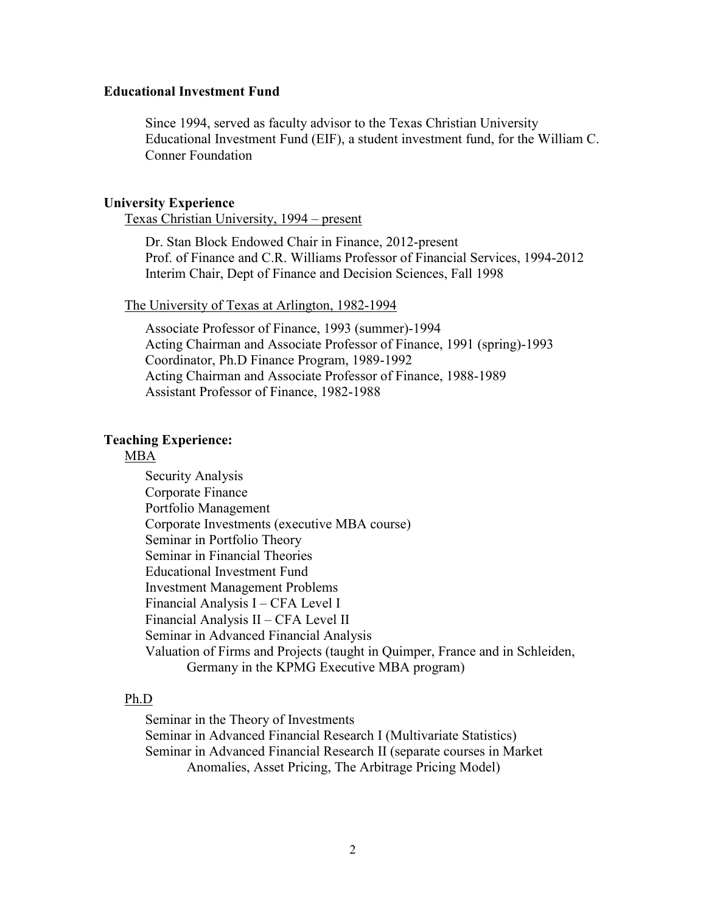**Educational Investment Fund**

Since 1994, served as faculty advisor to the Texas Christian University Educational Investment Fund (EIF), a student investment fund, for the William C. Conner Foundation

**University Experience**

Texas Christian University, 1994 – present

Dr. Stan Block Endowed Chair in Finance, 2012-present
Prof. of Finance and C.R. Williams Professor of Financial Services, 1994-2012
Interim Chair, Dept of Finance and Decision Sciences, Fall 1998

The University of Texas at Arlington, 1982-1994

Associate Professor of Finance, 1993 (summer)-1994
Acting Chairman and Associate Professor of Finance, 1991 (spring)-1993
Coordinator, Ph.D Finance Program, 1989-1992
Acting Chairman and Associate Professor of Finance, 1988-1989
Assistant Professor of Finance, 1982-1988

**Teaching Experience:**

MBA

Security Analysis
Corporate Finance
Portfolio Management
Corporate Investments (executive MBA course)
Seminar in Portfolio Theory
Seminar in Financial Theories
Educational Investment Fund
Investment Management Problems
Financial Analysis I – CFA Level I
Financial Analysis II – CFA Level II
Seminar in Advanced Financial Analysis
Valuation of Firms and Projects (taught in Quimper, France and in Schleiden, Germany in the KPMG Executive MBA program)

Ph.D

Seminar in the Theory of Investments
Seminar in Advanced Financial Research I (Multivariate Statistics)
Seminar in Advanced Financial Research II (separate courses in Market Anomalies, Asset Pricing, The Arbitrage Pricing Model)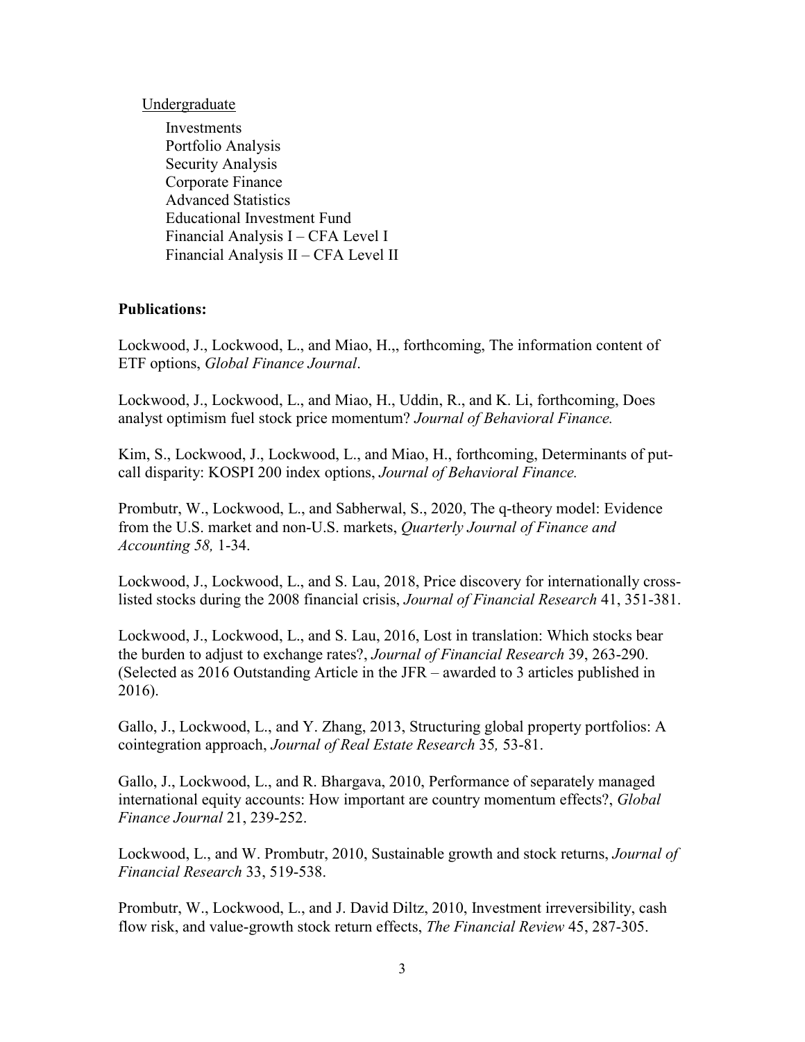Undergraduate

- Investments
- Portfolio Analysis
- Security Analysis
- Corporate Finance
- Advanced Statistics
- Educational Investment Fund
- Financial Analysis I – CFA Level I
- Financial Analysis II – CFA Level II

**Publications:**

Lockwood, J., Lockwood, L., and Miao, H.,, forthcoming, The information content of ETF options, *Global Finance Journal*.

Lockwood, J., Lockwood, L., and Miao, H., Uddin, R., and K. Li, forthcoming, Does analyst optimism fuel stock price momentum? *Journal of Behavioral Finance.*

Kim, S., Lockwood, J., Lockwood, L., and Miao, H., forthcoming, Determinants of put-call disparity: KOSPI 200 index options, *Journal of Behavioral Finance.*

Prombutr, W., Lockwood, L., and Sabherwal, S., 2020, The q-theory model: Evidence from the U.S. market and non-U.S. markets, *Quarterly Journal of Finance and Accounting 58,* 1-34.

Lockwood, J., Lockwood, L., and S. Lau, 2018, Price discovery for internationally cross-listed stocks during the 2008 financial crisis, *Journal of Financial Research* 41, 351-381.

Lockwood, J., Lockwood, L., and S. Lau, 2016, Lost in translation: Which stocks bear the burden to adjust to exchange rates?, *Journal of Financial Research* 39, 263-290. (Selected as 2016 Outstanding Article in the JFR – awarded to 3 articles published in 2016).

Gallo, J., Lockwood, L., and Y. Zhang, 2013, Structuring global property portfolios: A cointegration approach, *Journal of Real Estate Research* 35*,* 53-81.

Gallo, J., Lockwood, L., and R. Bhargava, 2010, Performance of separately managed international equity accounts: How important are country momentum effects?, *Global Finance Journal* 21, 239-252.

Lockwood, L., and W. Prombutr, 2010, Sustainable growth and stock returns, *Journal of Financial Research* 33, 519-538.

Prombutr, W., Lockwood, L., and J. David Diltz, 2010, Investment irreversibility, cash flow risk, and value-growth stock return effects, *The Financial Review* 45, 287-305.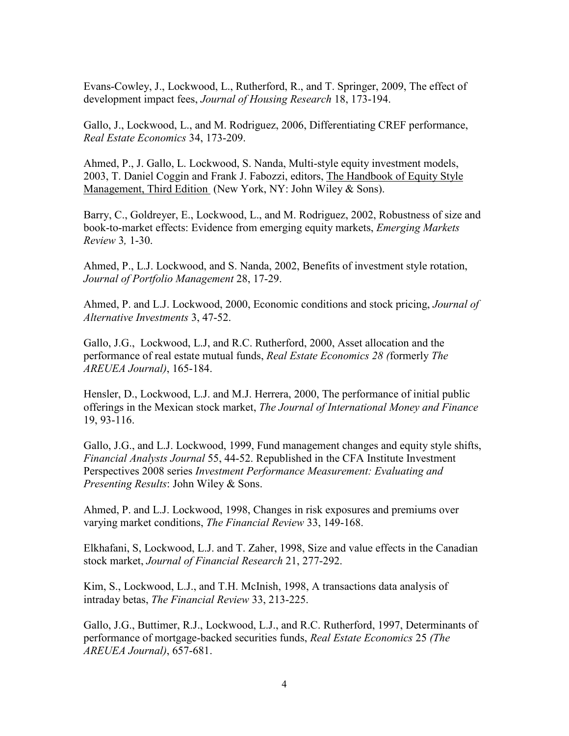Evans-Cowley, J., Lockwood, L., Rutherford, R., and T. Springer, 2009, The effect of development impact fees, *Journal of Housing Research* 18, 173-194.

Gallo, J., Lockwood, L., and M. Rodriguez, 2006, Differentiating CREF performance, *Real Estate Economics* 34, 173-209.

Ahmed, P., J. Gallo, L. Lockwood, S. Nanda, Multi-style equity investment models, 2003, T. Daniel Coggin and Frank J. Fabozzi, editors, <u>The Handbook of Equity Style Management, Third Edition</u> (New York, NY: John Wiley & Sons).

Barry, C., Goldreyer, E., Lockwood, L., and M. Rodriguez, 2002, Robustness of size and book-to-market effects: Evidence from emerging equity markets, *Emerging Markets Review* 3*,* 1-30.

Ahmed, P., L.J. Lockwood, and S. Nanda, 2002, Benefits of investment style rotation, *Journal of Portfolio Management* 28, 17-29.

Ahmed, P. and L.J. Lockwood, 2000, Economic conditions and stock pricing, *Journal of Alternative Investments* 3, 47-52.

Gallo, J.G., Lockwood, L.J, and R.C. Rutherford, 2000, Asset allocation and the performance of real estate mutual funds, *Real Estate Economics 28 (*formerly *The AREUEA Journal)*, 165-184.

Hensler, D., Lockwood, L.J. and M.J. Herrera, 2000, The performance of initial public offerings in the Mexican stock market, *The Journal of International Money and Finance* 19, 93-116.

Gallo, J.G., and L.J. Lockwood, 1999, Fund management changes and equity style shifts, *Financial Analysts Journal* 55, 44-52. Republished in the CFA Institute Investment Perspectives 2008 series *Investment Performance Measurement: Evaluating and Presenting Results*: John Wiley & Sons.

Ahmed, P. and L.J. Lockwood, 1998, Changes in risk exposures and premiums over varying market conditions, *The Financial Review* 33, 149-168.

Elkhafani, S, Lockwood, L.J. and T. Zaher, 1998, Size and value effects in the Canadian stock market, *Journal of Financial Research* 21, 277-292.

Kim, S., Lockwood, L.J., and T.H. McInish, 1998, A transactions data analysis of intraday betas, *The Financial Review* 33, 213-225.

Gallo, J.G., Buttimer, R.J., Lockwood, L.J., and R.C. Rutherford, 1997, Determinants of performance of mortgage-backed securities funds, *Real Estate Economics* 25 *(The AREUEA Journal)*, 657-681.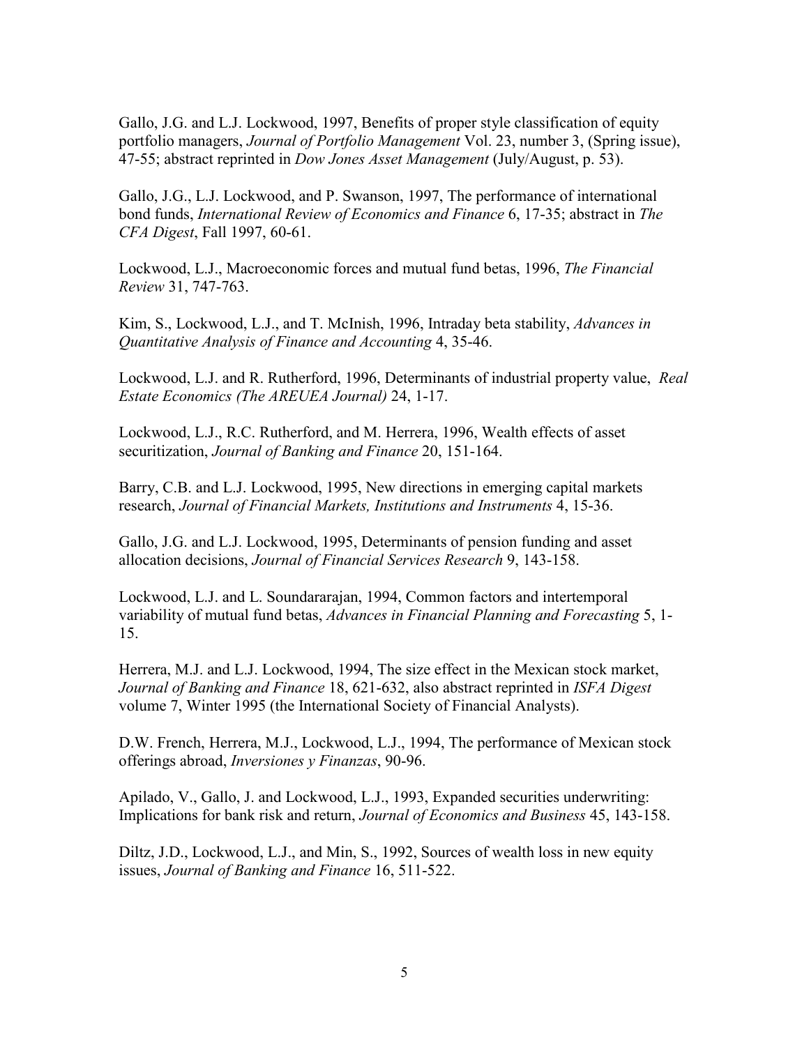Gallo, J.G. and L.J. Lockwood, 1997, Benefits of proper style classification of equity portfolio managers, *Journal of Portfolio Management* Vol. 23, number 3, (Spring issue), 47-55; abstract reprinted in *Dow Jones Asset Management* (July/August, p. 53).

Gallo, J.G., L.J. Lockwood, and P. Swanson, 1997, The performance of international bond funds, *International Review of Economics and Finance* 6, 17-35; abstract in *The CFA Digest*, Fall 1997, 60-61.

Lockwood, L.J., Macroeconomic forces and mutual fund betas, 1996, *The Financial Review* 31, 747-763.

Kim, S., Lockwood, L.J., and T. McInish, 1996, Intraday beta stability, *Advances in Quantitative Analysis of Finance and Accounting* 4, 35-46.

Lockwood, L.J. and R. Rutherford, 1996, Determinants of industrial property value, *Real Estate Economics (The AREUEA Journal)* 24, 1-17.

Lockwood, L.J., R.C. Rutherford, and M. Herrera, 1996, Wealth effects of asset securitization, *Journal of Banking and Finance* 20, 151-164.

Barry, C.B. and L.J. Lockwood, 1995, New directions in emerging capital markets research, *Journal of Financial Markets, Institutions and Instruments* 4, 15-36.

Gallo, J.G. and L.J. Lockwood, 1995, Determinants of pension funding and asset allocation decisions, *Journal of Financial Services Research* 9, 143-158.

Lockwood, L.J. and L. Soundararajan, 1994, Common factors and intertemporal variability of mutual fund betas, *Advances in Financial Planning and Forecasting* 5, 1-15.

Herrera, M.J. and L.J. Lockwood, 1994, The size effect in the Mexican stock market, *Journal of Banking and Finance* 18, 621-632, also abstract reprinted in *ISFA Digest* volume 7, Winter 1995 (the International Society of Financial Analysts).

D.W. French, Herrera, M.J., Lockwood, L.J., 1994, The performance of Mexican stock offerings abroad, *Inversiones y Finanzas*, 90-96.

Apilado, V., Gallo, J. and Lockwood, L.J., 1993, Expanded securities underwriting: Implications for bank risk and return, *Journal of Economics and Business* 45, 143-158.

Diltz, J.D., Lockwood, L.J., and Min, S., 1992, Sources of wealth loss in new equity issues, *Journal of Banking and Finance* 16, 511-522.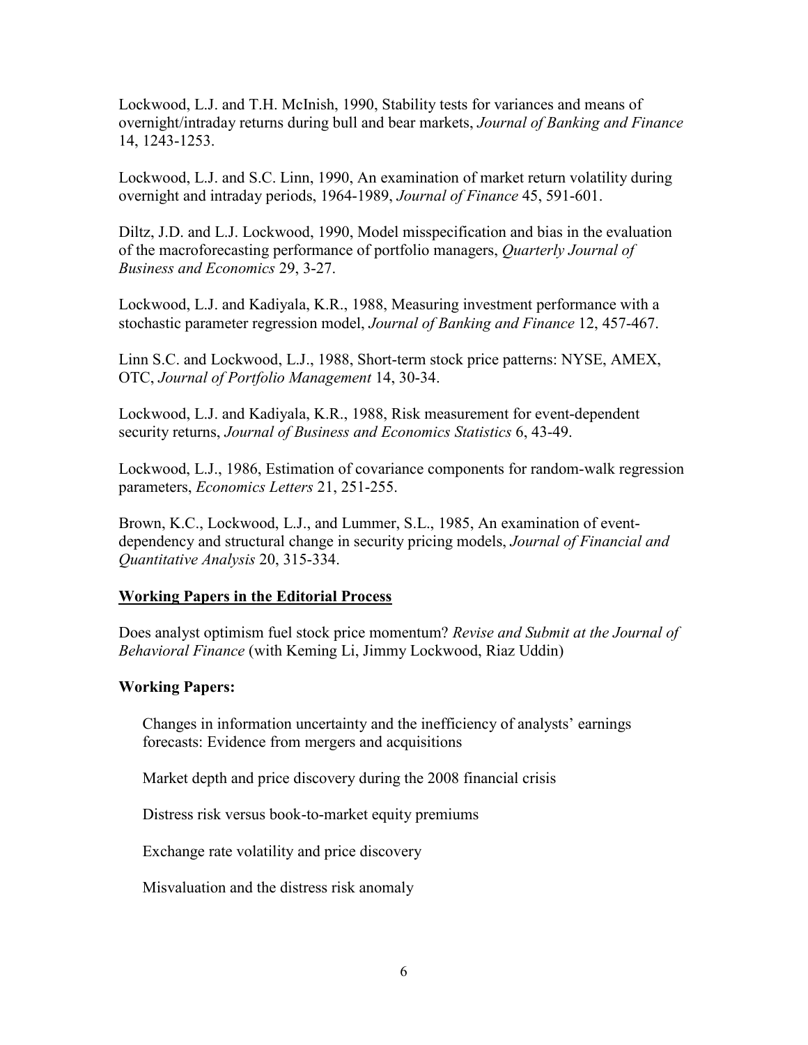Lockwood, L.J. and T.H. McInish, 1990, Stability tests for variances and means of overnight/intraday returns during bull and bear markets, *Journal of Banking and Finance* 14, 1243-1253.

Lockwood, L.J. and S.C. Linn, 1990, An examination of market return volatility during overnight and intraday periods, 1964-1989, *Journal of Finance* 45, 591-601.

Diltz, J.D. and L.J. Lockwood, 1990, Model misspecification and bias in the evaluation of the macroforecasting performance of portfolio managers, *Quarterly Journal of Business and Economics* 29, 3-27.

Lockwood, L.J. and Kadiyala, K.R., 1988, Measuring investment performance with a stochastic parameter regression model, *Journal of Banking and Finance* 12, 457-467.

Linn S.C. and Lockwood, L.J., 1988, Short-term stock price patterns: NYSE, AMEX, OTC, *Journal of Portfolio Management* 14, 30-34.

Lockwood, L.J. and Kadiyala, K.R., 1988, Risk measurement for event-dependent security returns, *Journal of Business and Economics Statistics* 6, 43-49.

Lockwood, L.J., 1986, Estimation of covariance components for random-walk regression parameters, *Economics Letters* 21, 251-255.

Brown, K.C., Lockwood, L.J., and Lummer, S.L., 1985, An examination of event-dependency and structural change in security pricing models, *Journal of Financial and Quantitative Analysis* 20, 315-334.

**Working Papers in the Editorial Process**

Does analyst optimism fuel stock price momentum? *Revise and Submit at the Journal of Behavioral Finance* (with Keming Li, Jimmy Lockwood, Riaz Uddin)

**Working Papers:**

Changes in information uncertainty and the inefficiency of analysts' earnings forecasts: Evidence from mergers and acquisitions

Market depth and price discovery during the 2008 financial crisis

Distress risk versus book-to-market equity premiums

Exchange rate volatility and price discovery

Misvaluation and the distress risk anomaly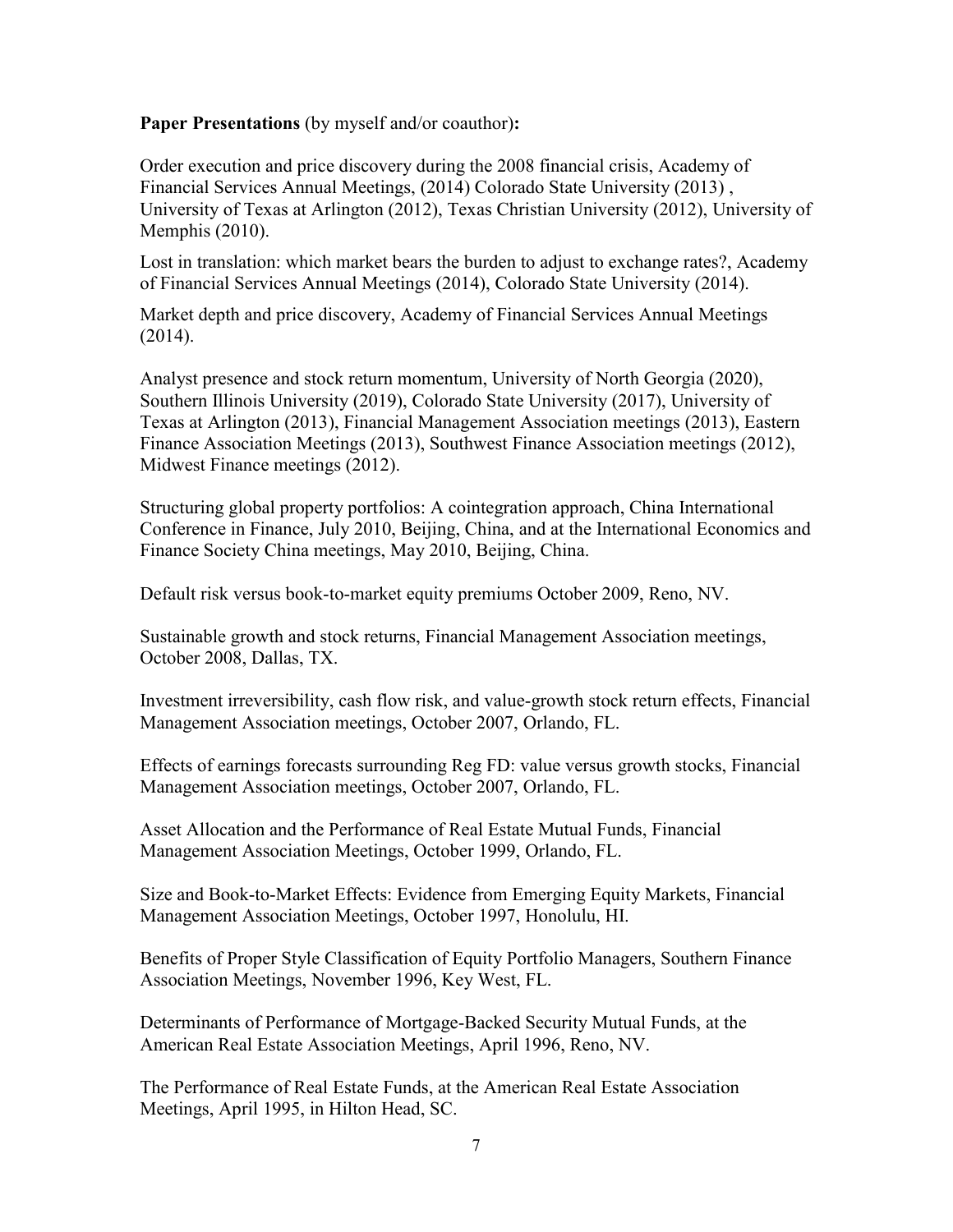**Paper Presentations** (by myself and/or coauthor)**:**

Order execution and price discovery during the 2008 financial crisis, Academy of Financial Services Annual Meetings, (2014) Colorado State University (2013) , University of Texas at Arlington (2012), Texas Christian University (2012), University of Memphis (2010).

Lost in translation: which market bears the burden to adjust to exchange rates?, Academy of Financial Services Annual Meetings (2014), Colorado State University (2014).

Market depth and price discovery, Academy of Financial Services Annual Meetings (2014).

Analyst presence and stock return momentum, University of North Georgia (2020), Southern Illinois University (2019), Colorado State University (2017), University of Texas at Arlington (2013), Financial Management Association meetings (2013), Eastern Finance Association Meetings (2013), Southwest Finance Association meetings (2012), Midwest Finance meetings (2012).

Structuring global property portfolios: A cointegration approach, China International Conference in Finance, July 2010, Beijing, China, and at the International Economics and Finance Society China meetings, May 2010, Beijing, China.

Default risk versus book-to-market equity premiums October 2009, Reno, NV.

Sustainable growth and stock returns, Financial Management Association meetings, October 2008, Dallas, TX.

Investment irreversibility, cash flow risk, and value-growth stock return effects, Financial Management Association meetings, October 2007, Orlando, FL.

Effects of earnings forecasts surrounding Reg FD: value versus growth stocks, Financial Management Association meetings, October 2007, Orlando, FL.

Asset Allocation and the Performance of Real Estate Mutual Funds, Financial Management Association Meetings, October 1999, Orlando, FL.

Size and Book-to-Market Effects: Evidence from Emerging Equity Markets, Financial Management Association Meetings, October 1997, Honolulu, HI.

Benefits of Proper Style Classification of Equity Portfolio Managers, Southern Finance Association Meetings, November 1996, Key West, FL.

Determinants of Performance of Mortgage-Backed Security Mutual Funds, at the American Real Estate Association Meetings, April 1996, Reno, NV.

The Performance of Real Estate Funds, at the American Real Estate Association Meetings, April 1995, in Hilton Head, SC.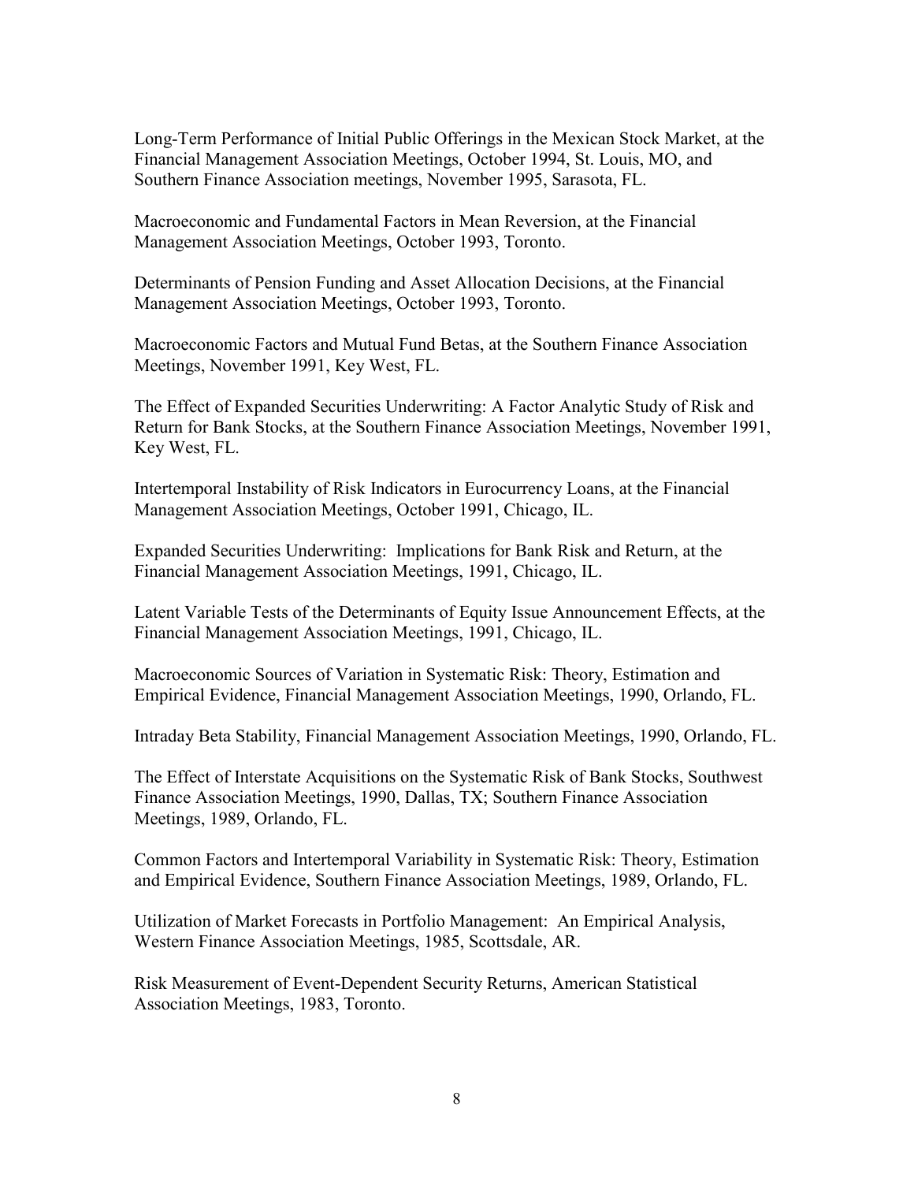Long-Term Performance of Initial Public Offerings in the Mexican Stock Market, at the Financial Management Association Meetings, October 1994, St. Louis, MO, and Southern Finance Association meetings, November 1995, Sarasota, FL.

Macroeconomic and Fundamental Factors in Mean Reversion, at the Financial Management Association Meetings, October 1993, Toronto.

Determinants of Pension Funding and Asset Allocation Decisions, at the Financial Management Association Meetings, October 1993, Toronto.

Macroeconomic Factors and Mutual Fund Betas, at the Southern Finance Association Meetings, November 1991, Key West, FL.

The Effect of Expanded Securities Underwriting: A Factor Analytic Study of Risk and Return for Bank Stocks, at the Southern Finance Association Meetings, November 1991, Key West, FL.

Intertemporal Instability of Risk Indicators in Eurocurrency Loans, at the Financial Management Association Meetings, October 1991, Chicago, IL.

Expanded Securities Underwriting: Implications for Bank Risk and Return, at the Financial Management Association Meetings, 1991, Chicago, IL.

Latent Variable Tests of the Determinants of Equity Issue Announcement Effects, at the Financial Management Association Meetings, 1991, Chicago, IL.

Macroeconomic Sources of Variation in Systematic Risk: Theory, Estimation and Empirical Evidence, Financial Management Association Meetings, 1990, Orlando, FL.

Intraday Beta Stability, Financial Management Association Meetings, 1990, Orlando, FL.

The Effect of Interstate Acquisitions on the Systematic Risk of Bank Stocks, Southwest Finance Association Meetings, 1990, Dallas, TX; Southern Finance Association Meetings, 1989, Orlando, FL.

Common Factors and Intertemporal Variability in Systematic Risk: Theory, Estimation and Empirical Evidence, Southern Finance Association Meetings, 1989, Orlando, FL.

Utilization of Market Forecasts in Portfolio Management: An Empirical Analysis, Western Finance Association Meetings, 1985, Scottsdale, AR.

Risk Measurement of Event-Dependent Security Returns, American Statistical Association Meetings, 1983, Toronto.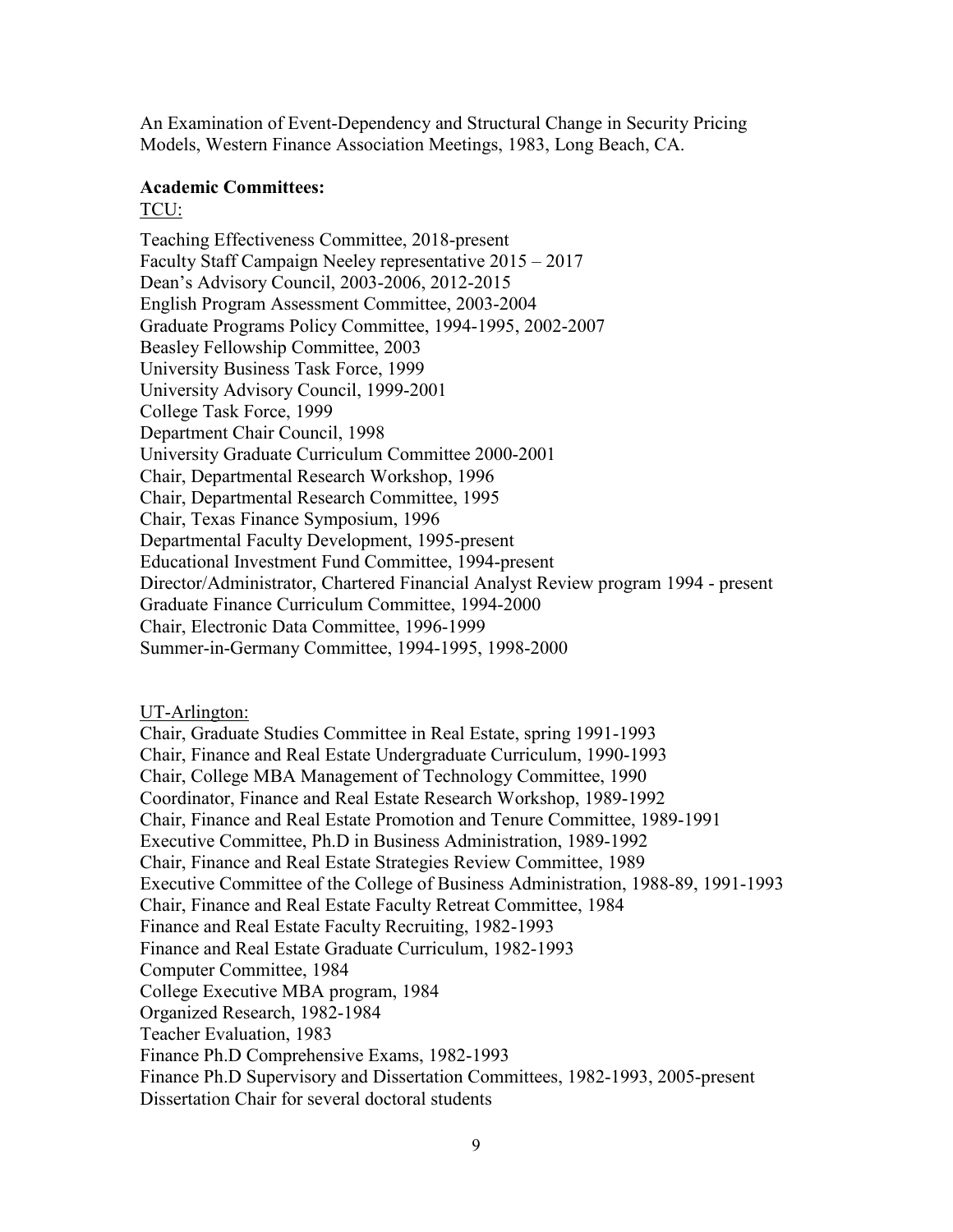An Examination of Event-Dependency and Structural Change in Security Pricing Models, Western Finance Association Meetings, 1983, Long Beach, CA.

**Academic Committees:**

TCU:

Teaching Effectiveness Committee, 2018-present
Faculty Staff Campaign Neeley representative 2015 – 2017
Dean's Advisory Council, 2003-2006, 2012-2015
English Program Assessment Committee, 2003-2004
Graduate Programs Policy Committee, 1994-1995, 2002-2007
Beasley Fellowship Committee, 2003
University Business Task Force, 1999
University Advisory Council, 1999-2001
College Task Force, 1999
Department Chair Council, 1998
University Graduate Curriculum Committee 2000-2001
Chair, Departmental Research Workshop, 1996
Chair, Departmental Research Committee, 1995
Chair, Texas Finance Symposium, 1996
Departmental Faculty Development, 1995-present
Educational Investment Fund Committee, 1994-present
Director/Administrator, Chartered Financial Analyst Review program 1994 - present
Graduate Finance Curriculum Committee, 1994-2000
Chair, Electronic Data Committee, 1996-1999
Summer-in-Germany Committee, 1994-1995, 1998-2000

UT-Arlington:

Chair, Graduate Studies Committee in Real Estate, spring 1991-1993
Chair, Finance and Real Estate Undergraduate Curriculum, 1990-1993
Chair, College MBA Management of Technology Committee, 1990
Coordinator, Finance and Real Estate Research Workshop, 1989-1992
Chair, Finance and Real Estate Promotion and Tenure Committee, 1989-1991
Executive Committee, Ph.D in Business Administration, 1989-1992
Chair, Finance and Real Estate Strategies Review Committee, 1989
Executive Committee of the College of Business Administration, 1988-89, 1991-1993
Chair, Finance and Real Estate Faculty Retreat Committee, 1984
Finance and Real Estate Faculty Recruiting, 1982-1993
Finance and Real Estate Graduate Curriculum, 1982-1993
Computer Committee, 1984
College Executive MBA program, 1984
Organized Research, 1982-1984
Teacher Evaluation, 1983
Finance Ph.D Comprehensive Exams, 1982-1993
Finance Ph.D Supervisory and Dissertation Committees, 1982-1993, 2005-present
Dissertation Chair for several doctoral students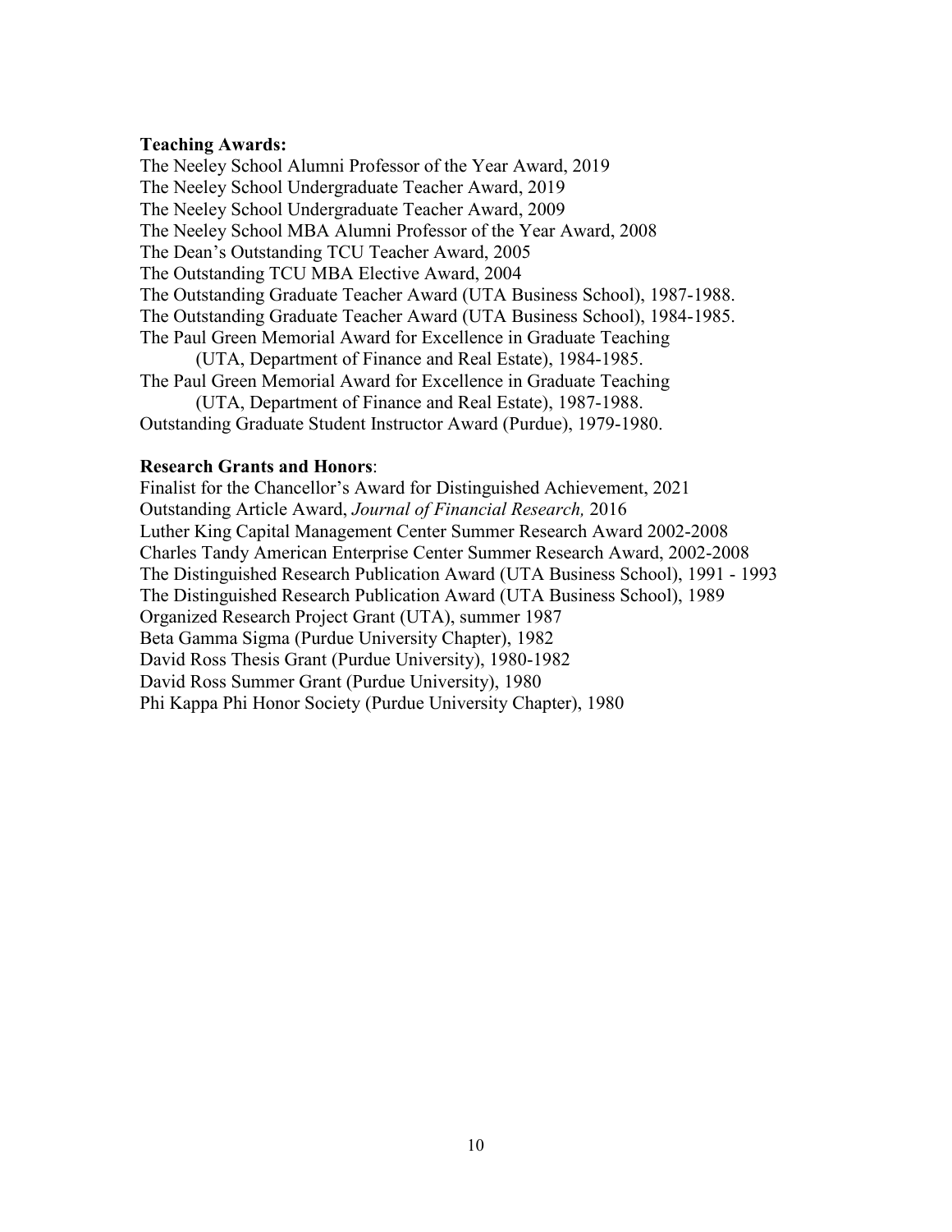**Teaching Awards:**

The Neeley School Alumni Professor of the Year Award, 2019
The Neeley School Undergraduate Teacher Award, 2019
The Neeley School Undergraduate Teacher Award, 2009
The Neeley School MBA Alumni Professor of the Year Award, 2008
The Dean's Outstanding TCU Teacher Award, 2005
The Outstanding TCU MBA Elective Award, 2004
The Outstanding Graduate Teacher Award (UTA Business School), 1987-1988.
The Outstanding Graduate Teacher Award (UTA Business School), 1984-1985.
The Paul Green Memorial Award for Excellence in Graduate Teaching
(UTA, Department of Finance and Real Estate), 1984-1985.
The Paul Green Memorial Award for Excellence in Graduate Teaching
(UTA, Department of Finance and Real Estate), 1987-1988.
Outstanding Graduate Student Instructor Award (Purdue), 1979-1980.

**Research Grants and Honors**:

Finalist for the Chancellor's Award for Distinguished Achievement, 2021
Outstanding Article Award, *Journal of Financial Research,* 2016
Luther King Capital Management Center Summer Research Award 2002-2008
Charles Tandy American Enterprise Center Summer Research Award, 2002-2008
The Distinguished Research Publication Award (UTA Business School), 1991 - 1993
The Distinguished Research Publication Award (UTA Business School), 1989
Organized Research Project Grant (UTA), summer 1987
Beta Gamma Sigma (Purdue University Chapter), 1982
David Ross Thesis Grant (Purdue University), 1980-1982
David Ross Summer Grant (Purdue University), 1980
Phi Kappa Phi Honor Society (Purdue University Chapter), 1980